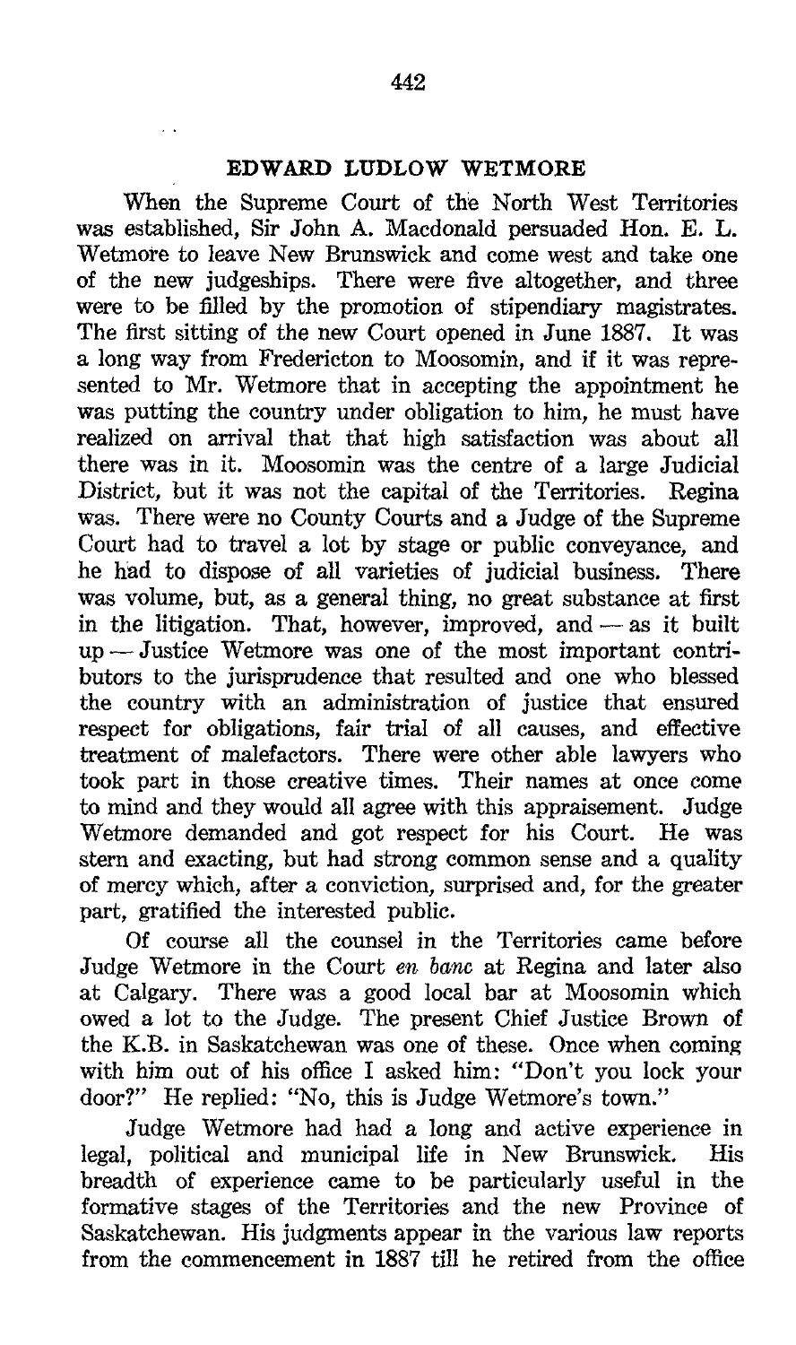## EDWARD LUDLOW WETMORE

When the Supreme Court of the North West Territories was established, Sir John A. Macdonald persuaded Hon. E. L. Wetmore to leave New Brunswick and come west and take one of the new judgeships. There were five altogether, and three were to be filled by the promotion of stipendiary magistrates. The first sitting of the new Court opened in June 1887. It was a long way from Fredericton to Moosomin, and if it was represented to Mr. Wetmore that in accepting the appointment he was putting the country under obligation to him, he must have realized on arrival that that high satisfaction was about all there was in it. Moosomin was the centre of a large Judicial District, but it was not the capital of the Territories. Regina was. There were no County Courts and a Judge of the Supreme Court had to travel a lot by stage or public conveyance, and he had to dispose of all varieties of judicial business. There was volume, but, as a general thing, no great substance at first in the litigation. That, however, improved, and — as it built up — Justice Wetmore was one of the most important contributors to the jurisprudence that resulted and one who blessed the country with an administration of justice that ensured respect for obligations, fair trial of all causes, and effective treatment of malefactors. There were other able lawyers who took part in those creative times. Their names at once come to mind and they would all agree with this appraisement. Judge Wetmore demanded and got respect for his Court. He was stern and exacting, but had strong common sense and a quality of mercy which, after a conviction, surprised and, for the greater part, gratified the interested public.

Of course all the counsel in the Territories came before Judge Wetmore in the Court *en banc* at Regina and later also at Calgary. There was a good local bar at Moosomin which owed a lot to the Judge. The present Chief Justice Brown of the K.B. in Saskatchewan was one of these. Once when coming with him out of his office I asked him: "Don't you lock your door?" He replied: "No, this is Judge Wetmore's town."

Judge Wetmore had had a long and active experience in legal, political and municipal life in New Brunswick. His breadth of experience came to be particularly useful in the formative stages of the Territories and the new Province of Saskatchewan. His judgments appear in the various law reports from the commencement in 1887 till he retired from the office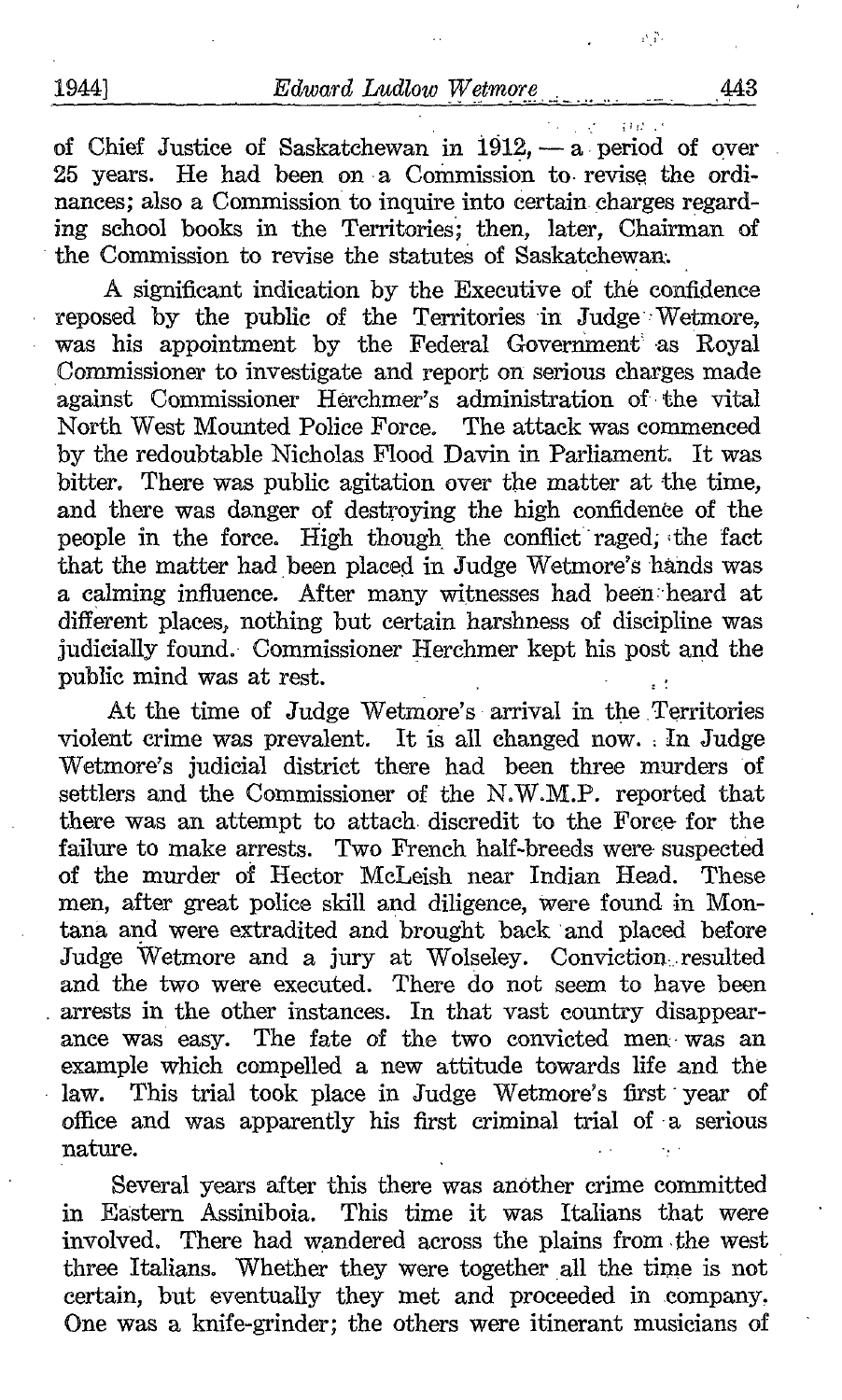of Chief Justice of Saskatchewan in 1912, — a period of over 25 years. He had been on a Commission to revise the ordinances; also a Commission to inquire into certain charges regarding school books in the Territories; then, later, Chairman of the Commission to revise the statutes of Saskatchewan.

A significant indication by the Executive of the confidence reposed by the public of the Territories in Judge Wetmore, was his appointment by the Federal Government as Royal Commissioner to investigate and report on serious charges made against Commissioner Herchmer's administration of the vital North West Mounted Police Force. The attack was commenced by the redoubtable Nicholas Flood Davin in Parliament. It was bitter. There was public agitation over the matter at the time, and there was danger of destroying the high confidence of the people in the force. High though the conflict raged, the fact that the matter had been placed in Judge Wetmore's hands was a calming influence. After many witnesses had been heard at different places, nothing but certain harshness of discipline was judicially found. Commissioner Herchmer kept his post and the public mind was at rest.

At the time of Judge Wetmore's arrival in the Territories violent crime was prevalent. It is all changed now. In Judge Wetmore's judicial district there had been three murders of settlers and the Commissioner of the N.W.M.P. reported that there was an attempt to attach discredit to the Force for the failure to make arrests. Two French half-breeds were suspected of the murder of Hector McLeish near Indian Head. These men, after great police skill and diligence, were found in Montana and were extradited and brought back and placed before Judge Wetmore and a jury at Wolseley. Conviction resulted and the two were executed. There do not seem to have been arrests in the other instances. In that vast country disappearance was easy. The fate of the two convicted men was an example which compelled a new attitude towards life and the law. This trial took place in Judge Wetmore's first year of office and was apparently his first criminal trial of a serious nature.

Several years after this there was another crime committed in Eastern Assiniboia. This time it was Italians that were involved. There had wandered across the plains from the west three Italians. Whether they were together all the time is not certain, but eventually they met and proceeded in company. One was a knife-grinder; the others were itinerant musicians of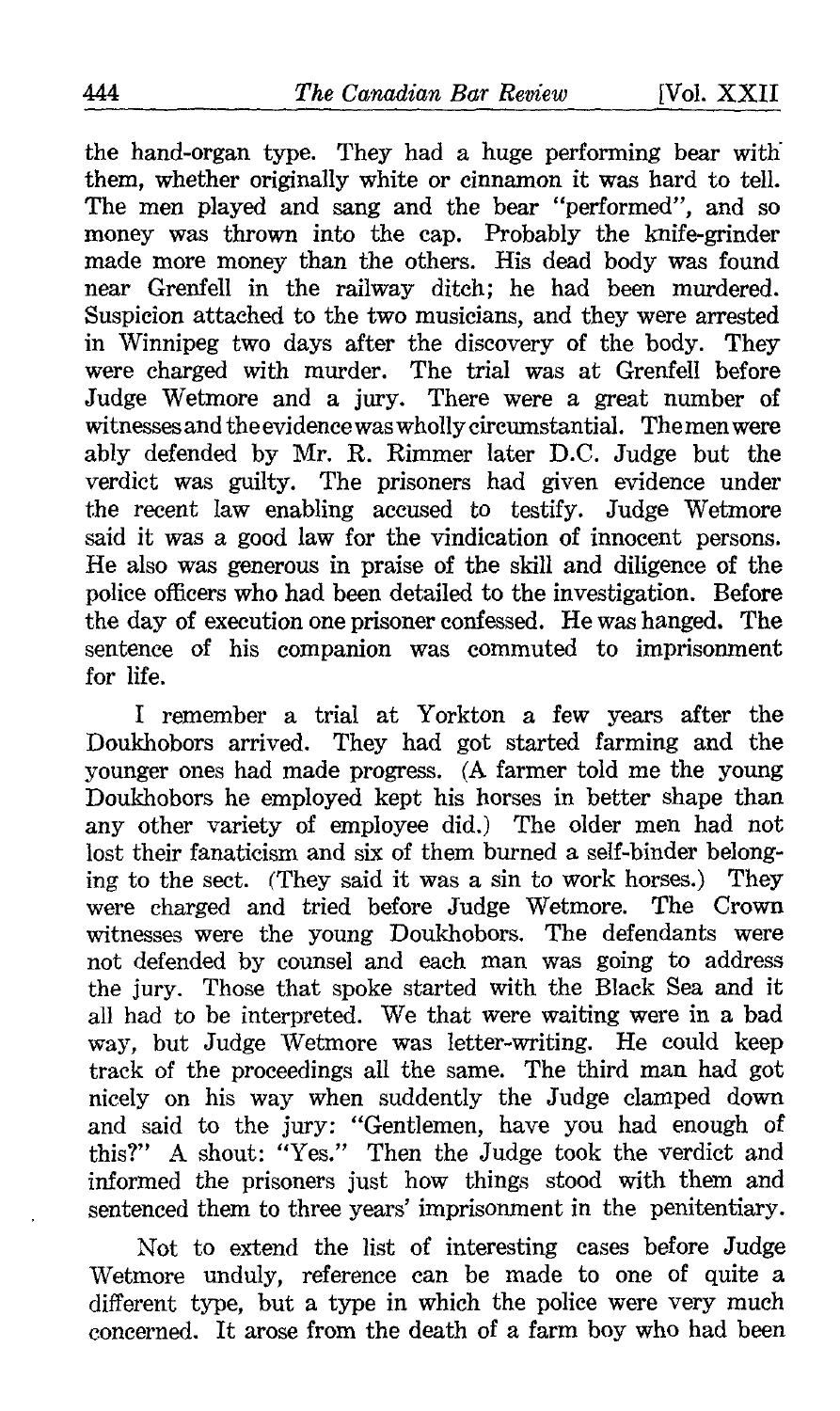the hand-organ type. They had a huge performing bear with them, whether originally white or cinnamon it was hard to tell. The men played and sang and the bear "performed", and so money was thrown into the cap. Probably the knife-grinder made more money than the others. His dead body was found near Grenfell in the railway ditch; he had been murdered. Suspicion attached to the two musicians, and they were arrested in Winnipeg two days after the discovery of the body. They were charged with murder. The trial was at Grenfell before Judge Wetmore and a jury. There were a great number of witnesses and the evidence was wholly circumstantial. The men were ably defended by Mr. R. Rimmer later D.C. Judge but the verdict was guilty. The prisoners had given evidence under the recent law enabling accused to testify. Judge Wetmore said it was a good law for the vindication of innocent persons. He also was generous in praise of the skill and diligence of the police officers who had been detailed to the investigation. Before the day of execution one prisoner confessed. He was hanged. The sentence of his companion was commuted to imprisonment for life.

I remember a trial at Yorkton a few years after the Doukhobors arrived. They had got started farming and the younger ones had made progress. (A farmer told me the young Doukhobors he employed kept his horses in better shape than any other variety of employee did.) The older men had not lost their fanaticism and six of them burned a self-binder belonging to the sect. (They said it was a sin to work horses.) They were charged and tried before Judge Wetmore. The Crown witnesses were the young Doukhobors. The defendants were not defended by counsel and each man was going to address the jury. Those that spoke started with the Black Sea and it all had to be interpreted. We that were waiting were in a bad way, but Judge Wetmore was letter-writing. He could keep track of the proceedings all the same. The third man had got nicely on his way when suddenly the Judge clamped down and said to the jury: "Gentlemen, have you had enough of this?" A shout: "Yes." Then the Judge took the verdict and informed the prisoners just how things stood with them and sentenced them to three years' imprisonment in the penitentiary.

Not to extend the list of interesting cases before Judge Wetmore unduly, reference can be made to one of quite a different type, but a type in which the police were very much concerned. It arose from the death of a farm boy who had been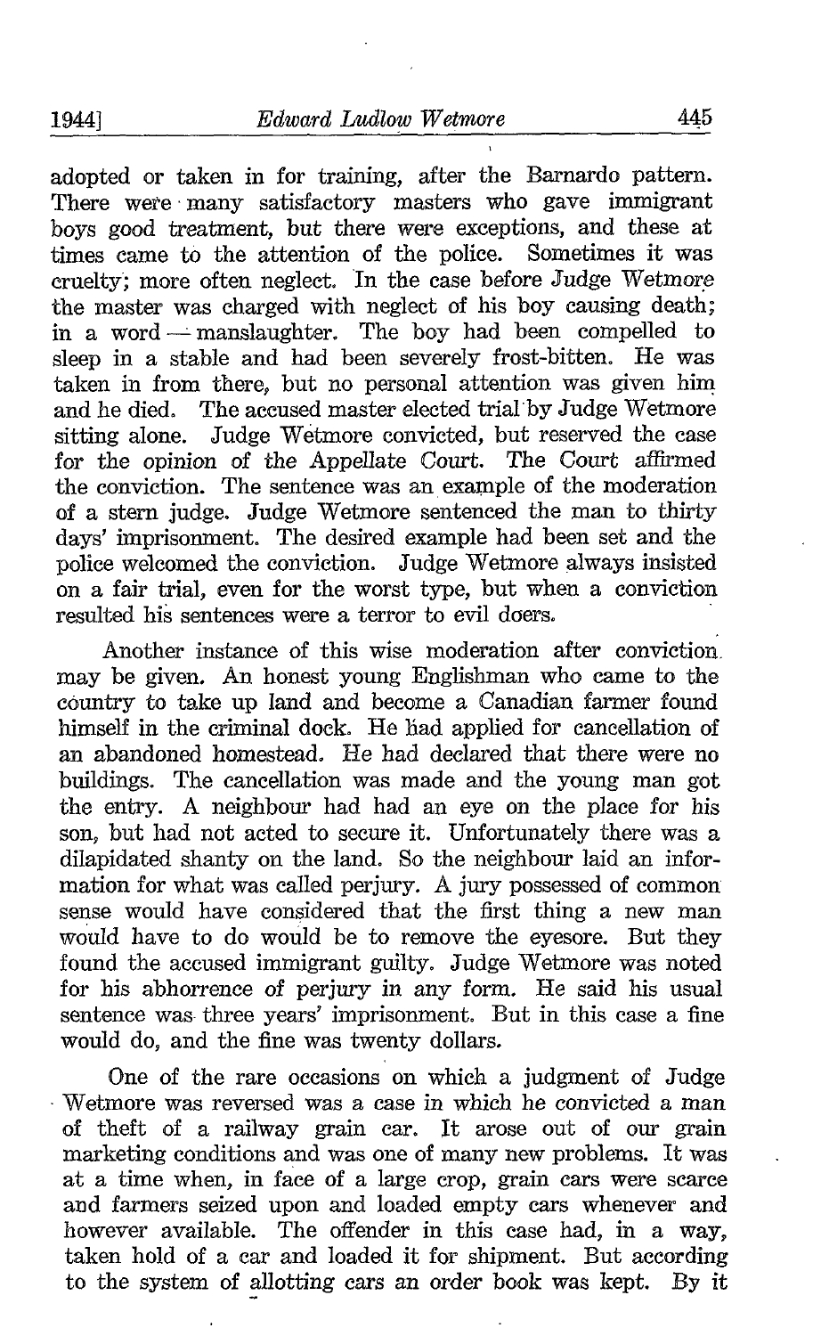adopted or taken in for training, after the Barnardo pattern. There were many satisfactory masters who gave immigrant boys good treatment, but there were exceptions, and these at times came to the attention of the police. Sometimes it was cruelty; more often neglect. In the case before Judge Wetmore the master was charged with neglect of his boy causing death; in a word — manslaughter. The boy had been compelled to sleep in a stable and had been severely frost-bitten. He was taken in from there, but no personal attention was given him and he died. The accused master elected trial by Judge Wetmore sitting alone. Judge Wetmore convicted, but reserved the case for the opinion of the Appellate Court. The Court affirmed the conviction. The sentence was an example of the moderation of a stern judge. Judge Wetmore sentenced the man to thirty days' imprisonment. The desired example had been set and the police welcomed the conviction. Judge Wetmore always insisted on a fair trial, even for the worst type, but when a conviction resulted his sentences were a terror to evil doers.

Another instance of this wise moderation after conviction may be given. An honest young Englishman who came to the country to take up land and become a Canadian farmer found himself in the criminal dock. He had applied for cancellation of an abandoned homestead. He had declared that there were no buildings. The cancellation was made and the young man got the entry. A neighbour had had an eye on the place for his son, but had not acted to secure it. Unfortunately there was a dilapidated shanty on the land. So the neighbour laid an information for what was called perjury. A jury possessed of common sense would have considered that the first thing a new man would have to do would be to remove the eyesore. But they found the accused immigrant guilty. Judge Wetmore was noted for his abhorrence of perjury in any form. He said his usual sentence was three years' imprisonment. But in this case a fine would do, and the fine was twenty dollars.

One of the rare occasions on which a judgment of Judge Wetmore was reversed was a case in which he convicted a man of theft of a railway grain car. It arose out of our grain marketing conditions and was one of many new problems. It was at a time when, in face of a large crop, grain cars were scarce and farmers seized upon and loaded empty cars whenever and however available. The offender in this case had, in a way, taken hold of a car and loaded it for shipment. But according to the system of allotting cars an order book was kept. By it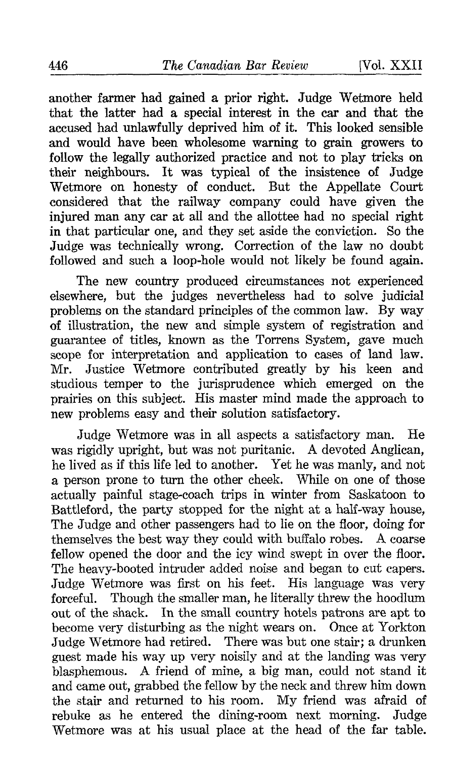another farmer had gained a prior right. Judge Wetmore held that the latter had a special interest in the car and that the accused had unlawfully deprived him of it. This looked sensible and would have been wholesome warning to grain growers to follow the legally authorized practice and not to play tricks on their neighbours. It was typical of the insistence of Judge Wetmore on honesty of conduct. But the Appellate Court considered that the railway company could have given the injured man any car at all and the allottee had no special right in that particular one, and they set aside the conviction. So the Judge was technically wrong. Correction of the law no doubt followed and such a loop-hole would not likely be found again.

The new country produced circumstances not experienced elsewhere, but the judges nevertheless had to solve judicial problems on the standard principles of the common law. By way of illustration, the new and simple system of registration and guarantee of titles, known as the Torrens System, gave much scope for interpretation and application to cases of land law. Mr. Justice Wetmore contributed greatly by his keen and studious temper to the jurisprudence which emerged on the prairies on this subject. His master mind made the approach to new problems easy and their solution satisfactory.

Judge Wetmore was in all aspects a satisfactory man. He was rigidly upright, but was not puritanic. A devoted Anglican, he lived as if this life led to another. Yet he was manly, and not a person prone to turn the other cheek. While on one of those actually painful stage-coach trips in winter from Saskatoon to Battleford, the party stopped for the night at a half-way house, The Judge and other passengers had to lie on the floor, doing for themselves the best way they could with buffalo robes. A coarse fellow opened the door and the icy wind swept in over the floor. The heavy-booted intruder added noise and began to cut capers. Judge Wetmore was first on his feet. His language was very forceful. Though the smaller man, he literally threw the hoodlum out of the shack. In the small country hotels patrons are apt to become very disturbing as the night wears on. Once at Yorkton Judge Wetmore had retired. There was but one stair; a drunken guest made his way up very noisily and at the landing was very blasphemous. A friend of mine, a big man, could not stand it and came out, grabbed the fellow by the neck and threw him down the stair and returned to his room. My friend was afraid of rebuke as he entered the dining-room next morning. Judge Wetmore was at his usual place at the head of the far table.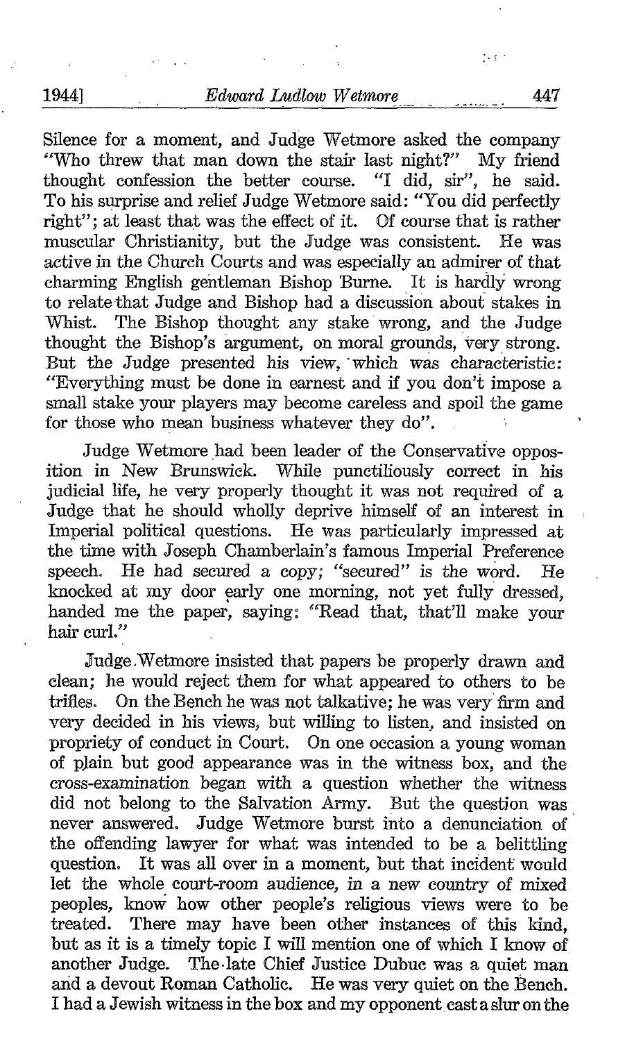Silence for a moment, and Judge Wetmore asked the company "Who threw that man down the stair last night?" My friend thought confession the better course. "I did, sir", he said. To his surprise and relief Judge Wetmore said: "You did perfectly right"; at least that was the effect of it. Of course that is rather muscular Christianity, but the Judge was consistent. He was active in the Church Courts and was especially an admirer of that charming English gentleman Bishop Burne. It is hardly wrong to relate that Judge and Bishop had a discussion about stakes in Whist. The Bishop thought any stake wrong, and the Judge thought the Bishop's argument, on moral grounds, very strong. But the Judge presented his view, which was characteristic: "Everything must be done in earnest and if you don't impose a small stake your players may become careless and spoil the game for those who mean business whatever they do".

Judge Wetmore had been leader of the Conservative opposition in New Brunswick. While punctiliously correct in his judicial life, he very properly thought it was not required of a Judge that he should wholly deprive himself of an interest in Imperial political questions. He was particularly impressed at the time with Joseph Chamberlain's famous Imperial Preference speech. He had secured a copy; "secured" is the word. He knocked at my door early one morning, not yet fully dressed, handed me the paper, saying: "Read that, that'll make your hair curl."

Judge Wetmore insisted that papers be properly drawn and clean; he would reject them for what appeared to others to be trifles. On the Bench he was not talkative; he was very firm and very decided in his views, but willing to listen, and insisted on propriety of conduct in Court. On one occasion a young woman of plain but good appearance was in the witness box, and the cross-examination began with a question whether the witness did not belong to the Salvation Army. But the question was never answered. Judge Wetmore burst into a denunciation of the offending lawyer for what was intended to be a belittling question. It was all over in a moment, but that incident would let the whole court-room audience, in a new country of mixed peoples, know how other people's religious views were to be treated. There may have been other instances of this kind, but as it is a timely topic I will mention one of which I know of another Judge. The late Chief Justice Dubuc was a quiet man and a devout Roman Catholic. He was very quiet on the Bench. I had a Jewish witness in the box and my opponent cast a slur on the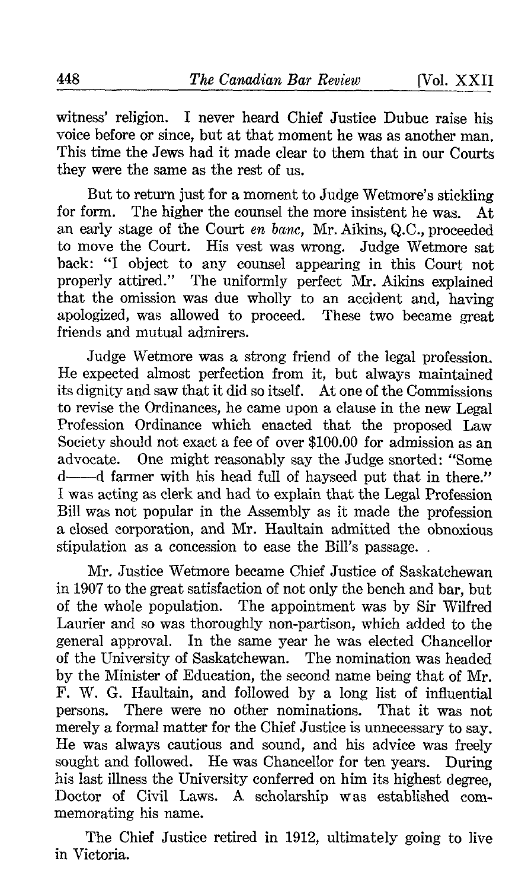witness' religion. I never heard Chief Justice Dubuc raise his voice before or since, but at that moment he was as another man. This time the Jews had it made clear to them that in our Courts they were the same as the rest of us.

But to return just for a moment to Judge Wetmore's stickling for form. The higher the counsel the more insistent he was. At an early stage of the Court *en banc*, Mr. Aikins, Q.C., proceeded to move the Court. His vest was wrong. Judge Wetmore sat back: "I object to any counsel appearing in this Court not properly attired." The uniformly perfect Mr. Aikins explained that the omission was due wholly to an accident and, having apologized, was allowed to proceed. These two became great friends and mutual admirers.

Judge Wetmore was a strong friend of the legal profession. He expected almost perfection from it, but always maintained its dignity and saw that it did so itself. At one of the Commissions to revise the Ordinances, he came upon a clause in the new Legal Profession Ordinance which enacted that the proposed Law Society should not exact a fee of over $100.00 for admission as an advocate. One might reasonably say the Judge snorted: "Some d——d farmer with his head full of hayseed put that in there." I was acting as clerk and had to explain that the Legal Profession Bill was not popular in the Assembly as it made the profession a closed corporation, and Mr. Haultain admitted the obnoxious stipulation as a concession to ease the Bill's passage.

Mr. Justice Wetmore became Chief Justice of Saskatchewan in 1907 to the great satisfaction of not only the bench and bar, but of the whole population. The appointment was by Sir Wilfred Laurier and so was thoroughly non-partison, which added to the general approval. In the same year he was elected Chancellor of the University of Saskatchewan. The nomination was headed by the Minister of Education, the second name being that of Mr. F. W. G. Haultain, and followed by a long list of influential persons. There were no other nominations. That it was not merely a formal matter for the Chief Justice is unnecessary to say. He was always cautious and sound, and his advice was freely sought and followed. He was Chancellor for ten years. During his last illness the University conferred on him its highest degree, Doctor of Civil Laws. A scholarship was established commemorating his name.

The Chief Justice retired in 1912, ultimately going to live in Victoria.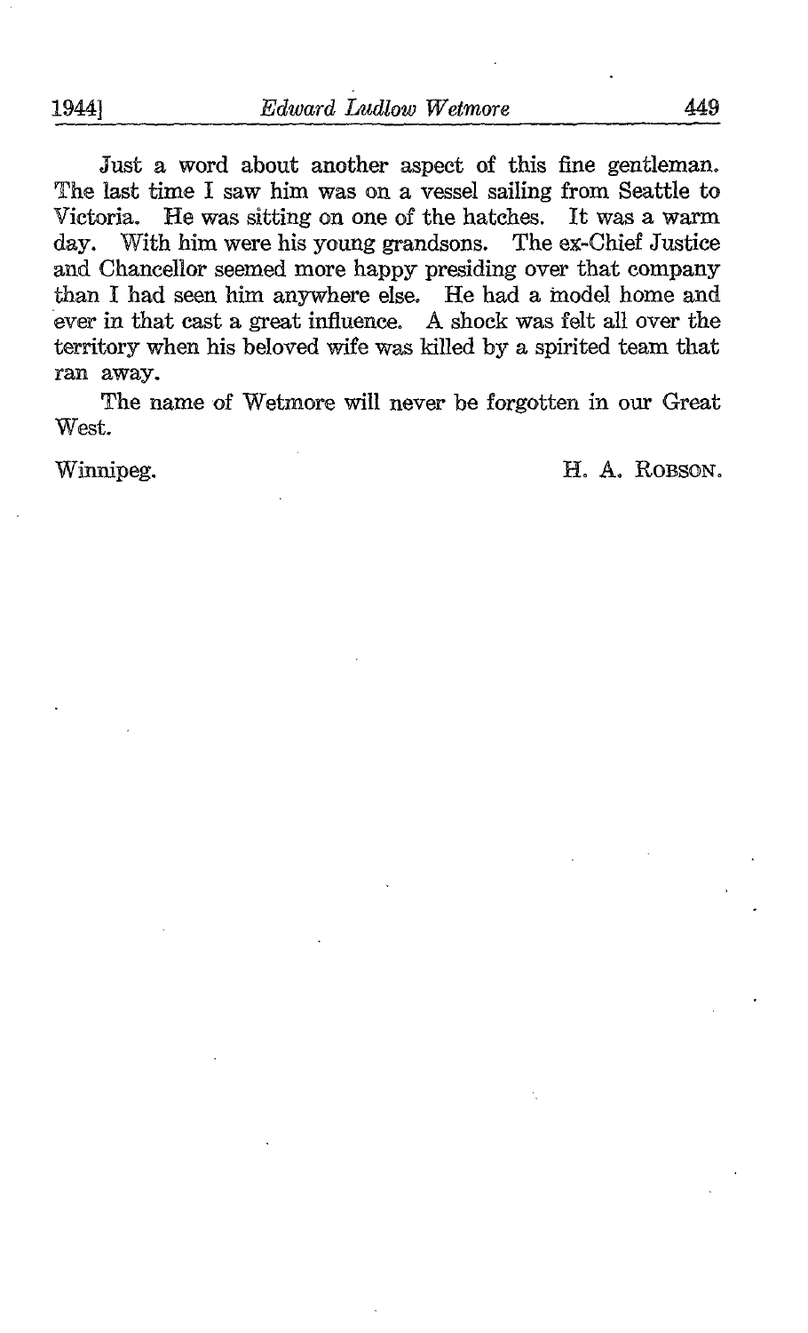Just a word about another aspect of this fine gentleman. The last time I saw him was on a vessel sailing from Seattle to Victoria. He was sitting on one of the hatches. It was a warm day. With him were his young grandsons. The ex-Chief Justice and Chancellor seemed more happy presiding over that company than I had seen him anywhere else. He had a model home and ever in that cast a great influence. A shock was felt all over the territory when his beloved wife was killed by a spirited team that ran away.

The name of Wetmore will never be forgotten in our Great West.

Winnipeg. H. A. ROBSON.